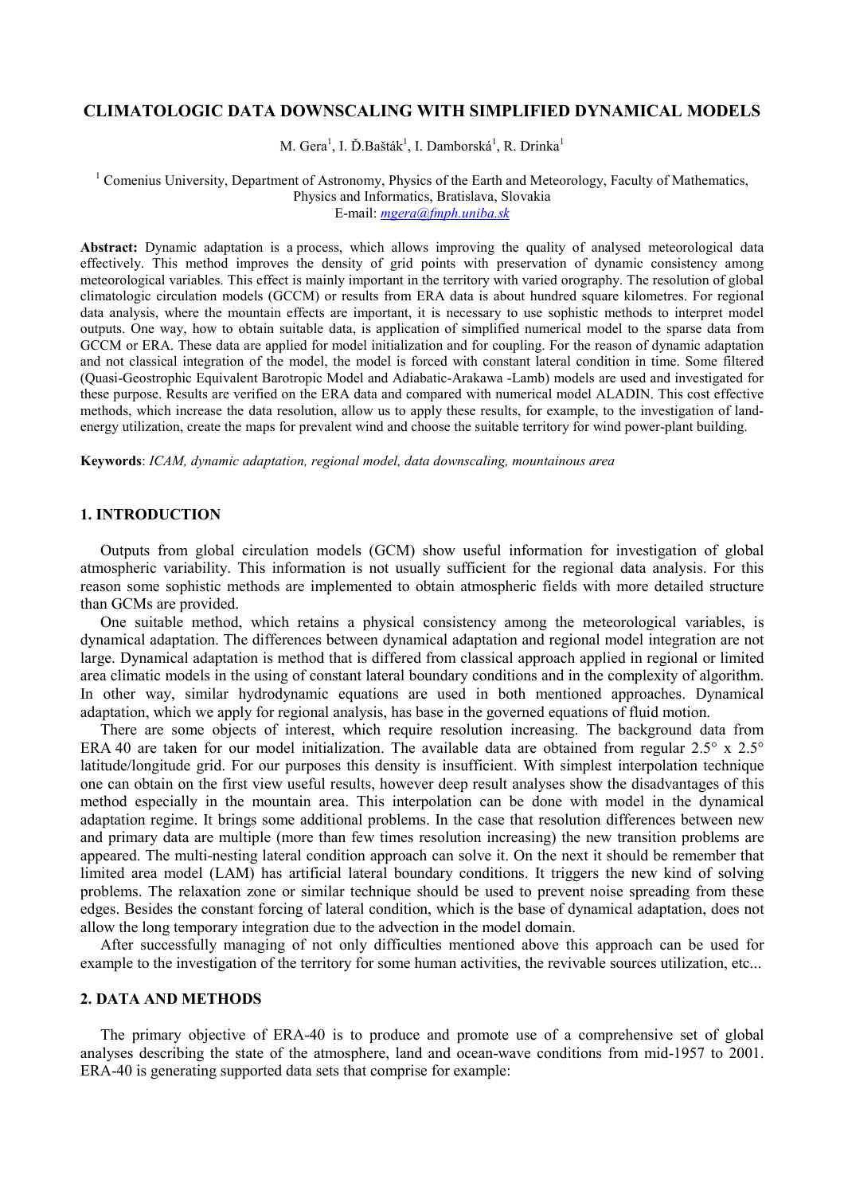# CLIMATOLOGIC DATA DOWNSCALING WITH SIMPLIFIED DYNAMICAL MODELS

M. Gera[1], I. Ď.Bašták[1], I. Damborská[1], R. Drinka[1]

[1] Comenius University, Department of Astronomy, Physics of the Earth and Meteorology, Faculty of Mathematics, Physics and Informatics, Bratislava, Slovakia
E-mail: mgera@fmph.uniba.sk

**Abstract:** Dynamic adaptation is a process, which allows improving the quality of analysed meteorological data effectively. This method improves the density of grid points with preservation of dynamic consistency among meteorological variables. This effect is mainly important in the territory with varied orography. The resolution of global climatologic circulation models (GCCM) or results from ERA data is about hundred square kilometres. For regional data analysis, where the mountain effects are important, it is necessary to use sophistic methods to interpret model outputs. One way, how to obtain suitable data, is application of simplified numerical model to the sparse data from GCCM or ERA. These data are applied for model initialization and for coupling. For the reason of dynamic adaptation and not classical integration of the model, the model is forced with constant lateral condition in time. Some filtered (Quasi-Geostrophic Equivalent Barotropic Model and Adiabatic-Arakawa -Lamb) models are used and investigated for these purpose. Results are verified on the ERA data and compared with numerical model ALADIN. This cost effective methods, which increase the data resolution, allow us to apply these results, for example, to the investigation of land-energy utilization, create the maps for prevalent wind and choose the suitable territory for wind power-plant building.

**Keywords**: *ICAM, dynamic adaptation, regional model, data downscaling, mountainous area*

## 1. INTRODUCTION

Outputs from global circulation models (GCM) show useful information for investigation of global atmospheric variability. This information is not usually sufficient for the regional data analysis. For this reason some sophistic methods are implemented to obtain atmospheric fields with more detailed structure than GCMs are provided.

One suitable method, which retains a physical consistency among the meteorological variables, is dynamical adaptation. The differences between dynamical adaptation and regional model integration are not large. Dynamical adaptation is method that is differed from classical approach applied in regional or limited area climatic models in the using of constant lateral boundary conditions and in the complexity of algorithm. In other way, similar hydrodynamic equations are used in both mentioned approaches. Dynamical adaptation, which we apply for regional analysis, has base in the governed equations of fluid motion.

There are some objects of interest, which require resolution increasing. The background data from ERA 40 are taken for our model initialization. The available data are obtained from regular 2.5° x 2.5° latitude/longitude grid. For our purposes this density is insufficient. With simplest interpolation technique one can obtain on the first view useful results, however deep result analyses show the disadvantages of this method especially in the mountain area. This interpolation can be done with model in the dynamical adaptation regime. It brings some additional problems. In the case that resolution differences between new and primary data are multiple (more than few times resolution increasing) the new transition problems are appeared. The multi-nesting lateral condition approach can solve it. On the next it should be remember that limited area model (LAM) has artificial lateral boundary conditions. It triggers the new kind of solving problems. The relaxation zone or similar technique should be used to prevent noise spreading from these edges. Besides the constant forcing of lateral condition, which is the base of dynamical adaptation, does not allow the long temporary integration due to the advection in the model domain.

After successfully managing of not only difficulties mentioned above this approach can be used for example to the investigation of the territory for some human activities, the revivable sources utilization, etc...

## 2. DATA AND METHODS

The primary objective of ERA-40 is to produce and promote use of a comprehensive set of global analyses describing the state of the atmosphere, land and ocean-wave conditions from mid-1957 to 2001. ERA-40 is generating supported data sets that comprise for example: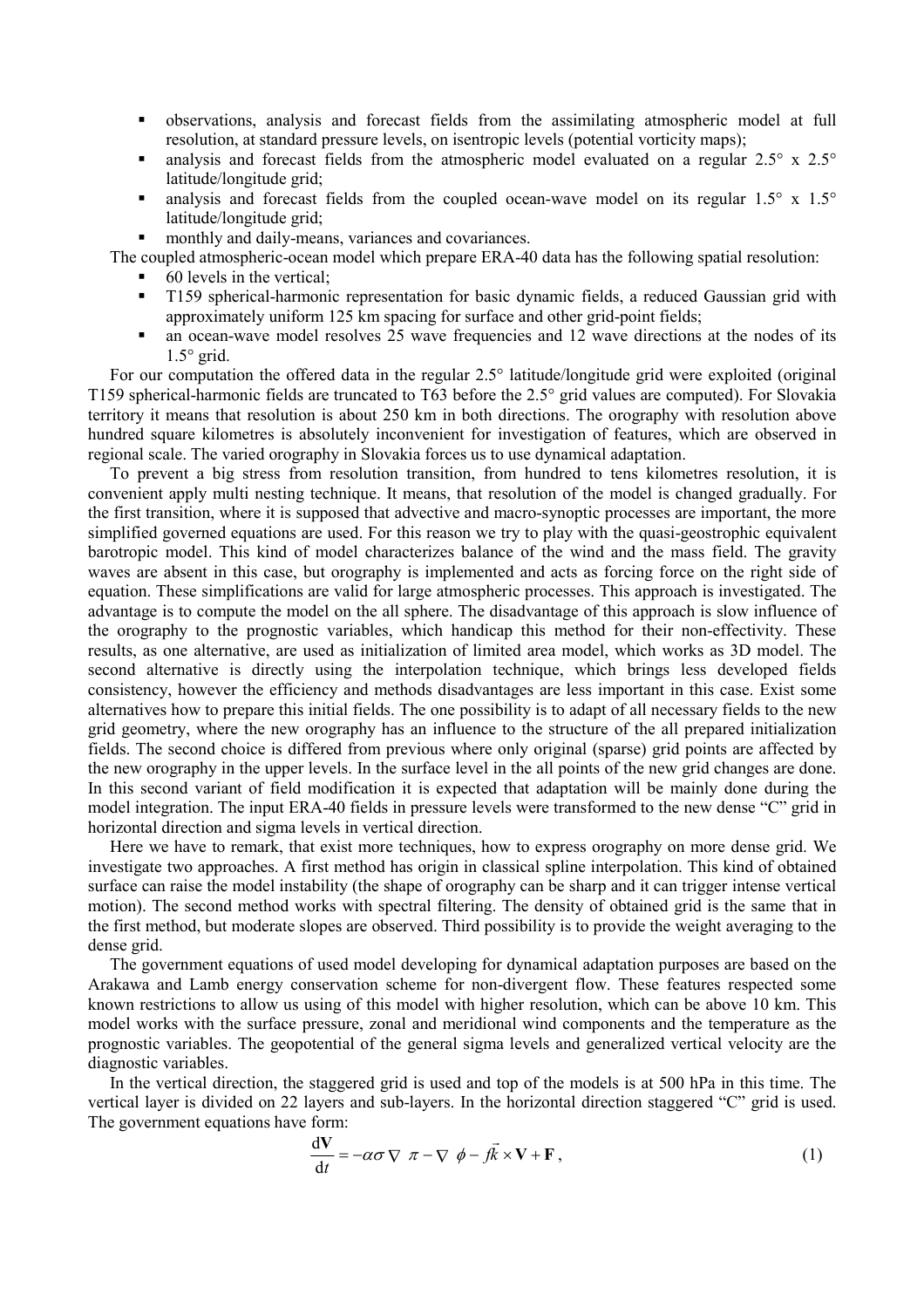- observations, analysis and forecast fields from the assimilating atmospheric model at full resolution, at standard pressure levels, on isentropic levels (potential vorticity maps);
- analysis and forecast fields from the atmospheric model evaluated on a regular 2.5° x 2.5° latitude/longitude grid;
- analysis and forecast fields from the coupled ocean-wave model on its regular 1.5° x 1.5° latitude/longitude grid;
- monthly and daily-means, variances and covariances.

The coupled atmospheric-ocean model which prepare ERA-40 data has the following spatial resolution:

- 60 levels in the vertical;
- T159 spherical-harmonic representation for basic dynamic fields, a reduced Gaussian grid with approximately uniform 125 km spacing for surface and other grid-point fields;
- an ocean-wave model resolves 25 wave frequencies and 12 wave directions at the nodes of its 1.5° grid.

For our computation the offered data in the regular 2.5° latitude/longitude grid were exploited (original T159 spherical-harmonic fields are truncated to T63 before the 2.5° grid values are computed). For Slovakia territory it means that resolution is about 250 km in both directions. The orography with resolution above hundred square kilometres is absolutely inconvenient for investigation of features, which are observed in regional scale. The varied orography in Slovakia forces us to use dynamical adaptation.

To prevent a big stress from resolution transition, from hundred to tens kilometres resolution, it is convenient apply multi nesting technique. It means, that resolution of the model is changed gradually. For the first transition, where it is supposed that advective and macro-synoptic processes are important, the more simplified governed equations are used. For this reason we try to play with the quasi-geostrophic equivalent barotropic model. This kind of model characterizes balance of the wind and the mass field. The gravity waves are absent in this case, but orography is implemented and acts as forcing force on the right side of equation. These simplifications are valid for large atmospheric processes. This approach is investigated. The advantage is to compute the model on the all sphere. The disadvantage of this approach is slow influence of the orography to the prognostic variables, which handicap this method for their non-effectivity. These results, as one alternative, are used as initialization of limited area model, which works as 3D model. The second alternative is directly using the interpolation technique, which brings less developed fields consistency, however the efficiency and methods disadvantages are less important in this case. Exist some alternatives how to prepare this initial fields. The one possibility is to adapt of all necessary fields to the new grid geometry, where the new orography has an influence to the structure of the all prepared initialization fields. The second choice is differed from previous where only original (sparse) grid points are affected by the new orography in the upper levels. In the surface level in the all points of the new grid changes are done. In this second variant of field modification it is expected that adaptation will be mainly done during the model integration. The input ERA-40 fields in pressure levels were transformed to the new dense "C" grid in horizontal direction and sigma levels in vertical direction.

Here we have to remark, that exist more techniques, how to express orography on more dense grid. We investigate two approaches. A first method has origin in classical spline interpolation. This kind of obtained surface can raise the model instability (the shape of orography can be sharp and it can trigger intense vertical motion). The second method works with spectral filtering. The density of obtained grid is the same that in the first method, but moderate slopes are observed. Third possibility is to provide the weight averaging to the dense grid.

The government equations of used model developing for dynamical adaptation purposes are based on the Arakawa and Lamb energy conservation scheme for non-divergent flow. These features respected some known restrictions to allow us using of this model with higher resolution, which can be above 10 km. This model works with the surface pressure, zonal and meridional wind components and the temperature as the prognostic variables. The geopotential of the general sigma levels and generalized vertical velocity are the diagnostic variables.

In the vertical direction, the staggered grid is used and top of the models is at 500 hPa in this time. The vertical layer is divided on 22 layers and sub-layers. In the horizontal direction staggered "C" grid is used. The government equations have form:

$$\frac{\mathrm{d}\mathbf{V}}{\mathrm{d}t} = -\alpha\sigma\nabla\pi - \nabla\phi - f\vec{k}\times\mathbf{V} + \mathbf{F}, \tag{1}$$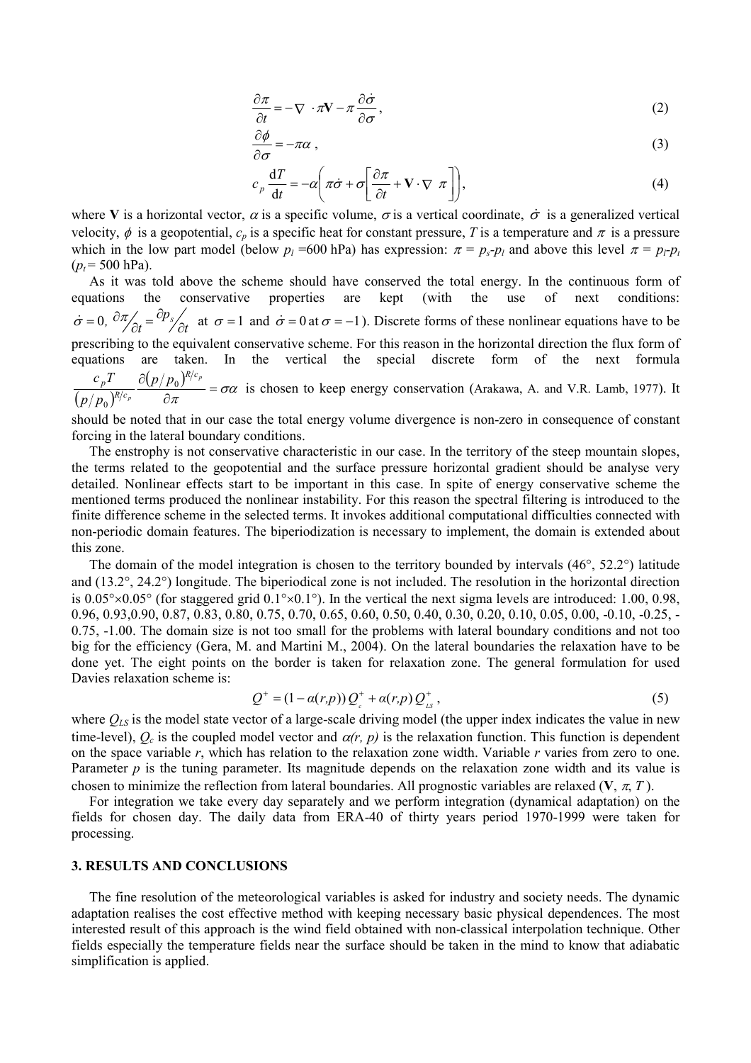$$\frac{\partial \pi}{\partial t} = -\nabla \cdot \pi \mathbf{V} - \pi \frac{\partial \dot{\sigma}}{\partial \sigma}, \tag{2}$$

$$\frac{\partial \phi}{\partial \sigma} = -\pi \alpha, \tag{3}$$

$$c_p \frac{\mathrm{d}T}{\mathrm{d}t} = -\alpha \left( \pi \dot{\sigma} + \sigma \left[ \frac{\partial \pi}{\partial t} + \mathbf{V} \cdot \nabla \pi \right] \right), \tag{4}$$

where $\mathbf{V}$ is a horizontal vector, $\alpha$ is a specific volume, $\sigma$ is a vertical coordinate, $\dot{\sigma}$ is a generalized vertical velocity, $\phi$ is a geopotential, $c_p$ is a specific heat for constant pressure, $T$ is a temperature and $\pi$ is a pressure which in the low part model (below $p_l$ =600 hPa) has expression: $\pi = p_s - p_l$ and above this level $\pi = p_l - p_t$ ($p_t$ = 500 hPa).

As it was told above the scheme should have conserved the total energy. In the continuous form of equations the conservative properties are kept (with the use of next conditions: $\dot{\sigma} = 0,\ \partial \pi / \partial t = \partial p_s / \partial t$ at $\sigma = 1$ and $\dot{\sigma} = 0$ at $\sigma = -1$). Discrete forms of these nonlinear equations have to be prescribing to the equivalent conservative scheme. For this reason in the horizontal direction the flux form of equations are taken. In the vertical the special discrete form of the next formula $\frac{c_p T}{(p/p_0)^{R/c_p}} \frac{\partial (p/p_0)^{R/c_p}}{\partial \pi} = \sigma \alpha$ is chosen to keep energy conservation (Arakawa, A. and V.R. Lamb, 1977). It should be noted that in our case the total energy volume divergence is non-zero in consequence of constant forcing in the lateral boundary conditions.

The enstrophy is not conservative characteristic in our case. In the territory of the steep mountain slopes, the terms related to the geopotential and the surface pressure horizontal gradient should be analyse very detailed. Nonlinear effects start to be important in this case. In spite of energy conservative scheme the mentioned terms produced the nonlinear instability. For this reason the spectral filtering is introduced to the finite difference scheme in the selected terms. It invokes additional computational difficulties connected with non-periodic domain features. The biperiodization is necessary to implement, the domain is extended about this zone.

The domain of the model integration is chosen to the territory bounded by intervals (46°, 52.2°) latitude and (13.2°, 24.2°) longitude. The biperiodical zone is not included. The resolution in the horizontal direction is 0.05°×0.05° (for staggered grid 0.1°×0.1°). In the vertical the next sigma levels are introduced: 1.00, 0.98, 0.96, 0.93,0.90, 0.87, 0.83, 0.80, 0.75, 0.70, 0.65, 0.60, 0.50, 0.40, 0.30, 0.20, 0.10, 0.05, 0.00, -0.10, -0.25, -0.75, -1.00. The domain size is not too small for the problems with lateral boundary conditions and not too big for the efficiency (Gera, M. and Martini M., 2004). On the lateral boundaries the relaxation have to be done yet. The eight points on the border is taken for relaxation zone. The general formulation for used Davies relaxation scheme is:

$$Q^{+} = (1 - \alpha(r,p))\, Q_{c}^{+} + \alpha(r,p)\, Q_{LS}^{+}, \tag{5}$$

where $Q_{LS}$ is the model state vector of a large-scale driving model (the upper index indicates the value in new time-level), $Q_c$ is the coupled model vector and $\alpha(r, p)$ is the relaxation function. This function is dependent on the space variable $r$, which has relation to the relaxation zone width. Variable $r$ varies from zero to one. Parameter $p$ is the tuning parameter. Its magnitude depends on the relaxation zone width and its value is chosen to minimize the reflection from lateral boundaries. All prognostic variables are relaxed ($\mathbf{V}$, $\pi$, $T$).

For integration we take every day separately and we perform integration (dynamical adaptation) on the fields for chosen day. The daily data from ERA-40 of thirty years period 1970-1999 were taken for processing.

## 3. RESULTS AND CONCLUSIONS

The fine resolution of the meteorological variables is asked for industry and society needs. The dynamic adaptation realises the cost effective method with keeping necessary basic physical dependences. The most interested result of this approach is the wind field obtained with non-classical interpolation technique. Other fields especially the temperature fields near the surface should be taken in the mind to know that adiabatic simplification is applied.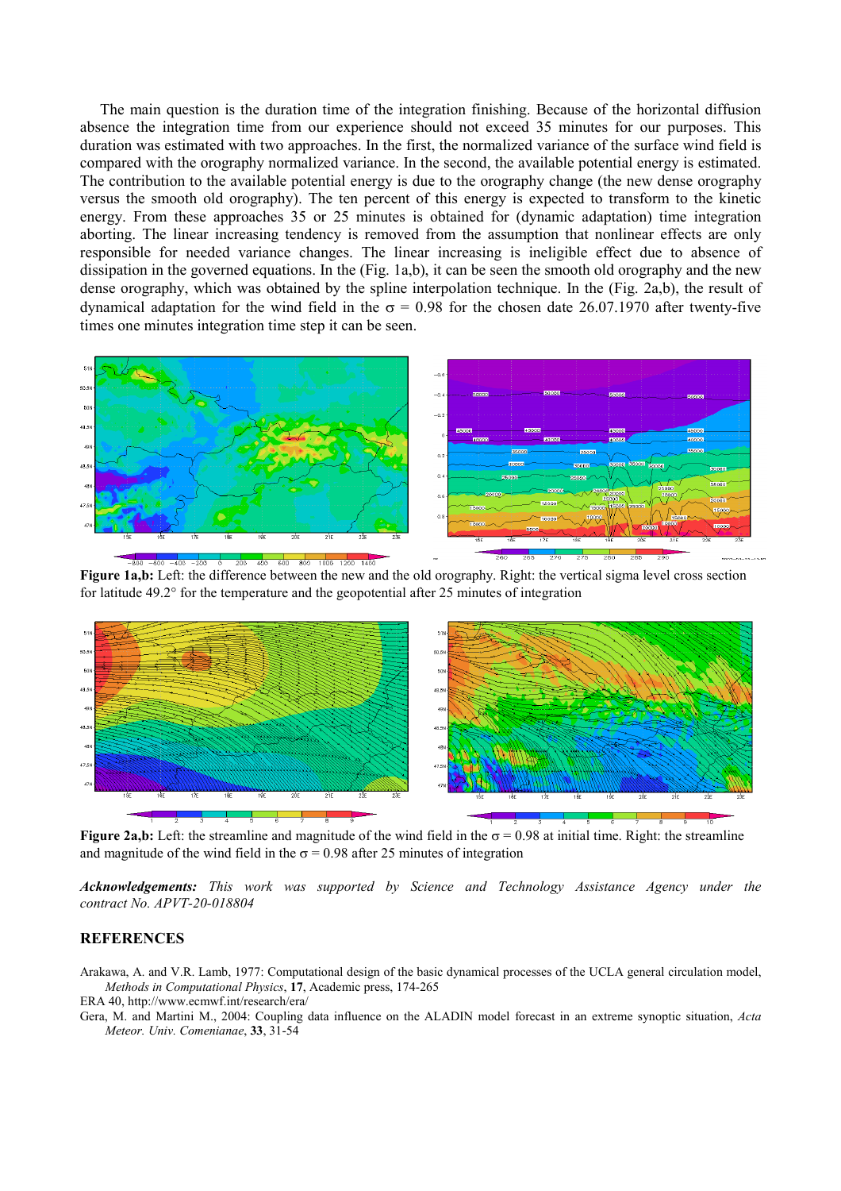The main question is the duration time of the integration finishing. Because of the horizontal diffusion absence the integration time from our experience should not exceed 35 minutes for our purposes. This duration was estimated with two approaches. In the first, the normalized variance of the surface wind field is compared with the orography normalized variance. In the second, the available potential energy is estimated. The contribution to the available potential energy is due to the orography change (the new dense orography versus the smooth old orography). The ten percent of this energy is expected to transform to the kinetic energy. From these approaches 35 or 25 minutes is obtained for (dynamic adaptation) time integration aborting. The linear increasing tendency is removed from the assumption that nonlinear effects are only responsible for needed variance changes. The linear increasing is ineligible effect due to absence of dissipation in the governed equations. In the (Fig. 1a,b), it can be seen the smooth old orography and the new dense orography, which was obtained by the spline interpolation technique. In the (Fig. 2a,b), the result of dynamical adaptation for the wind field in the $\sigma = 0.98$ for the chosen date 26.07.1970 after twenty-five times one minutes integration time step it can be seen.

**Figure 1a,b:** Left: the difference between the new and the old orography. Right: the vertical sigma level cross section for latitude 49.2° for the temperature and the geopotential after 25 minutes of integration

**Figure 2a,b:** Left: the streamline and magnitude of the wind field in the $\sigma = 0.98$ at initial time. Right: the streamline and magnitude of the wind field in the $\sigma = 0.98$ after 25 minutes of integration

***Acknowledgements:*** *This work was supported by Science and Technology Assistance Agency under the contract No. APVT-20-018804*

## REFERENCES

Arakawa, A. and V.R. Lamb, 1977: Computational design of the basic dynamical processes of the UCLA general circulation model, *Methods in Computational Physics*, **17**, Academic press, 174-265

ERA 40, http://www.ecmwf.int/research/era/

Gera, M. and Martini M., 2004: Coupling data influence on the ALADIN model forecast in an extreme synoptic situation, *Acta Meteor. Univ. Comenianae*, **33**, 31-54